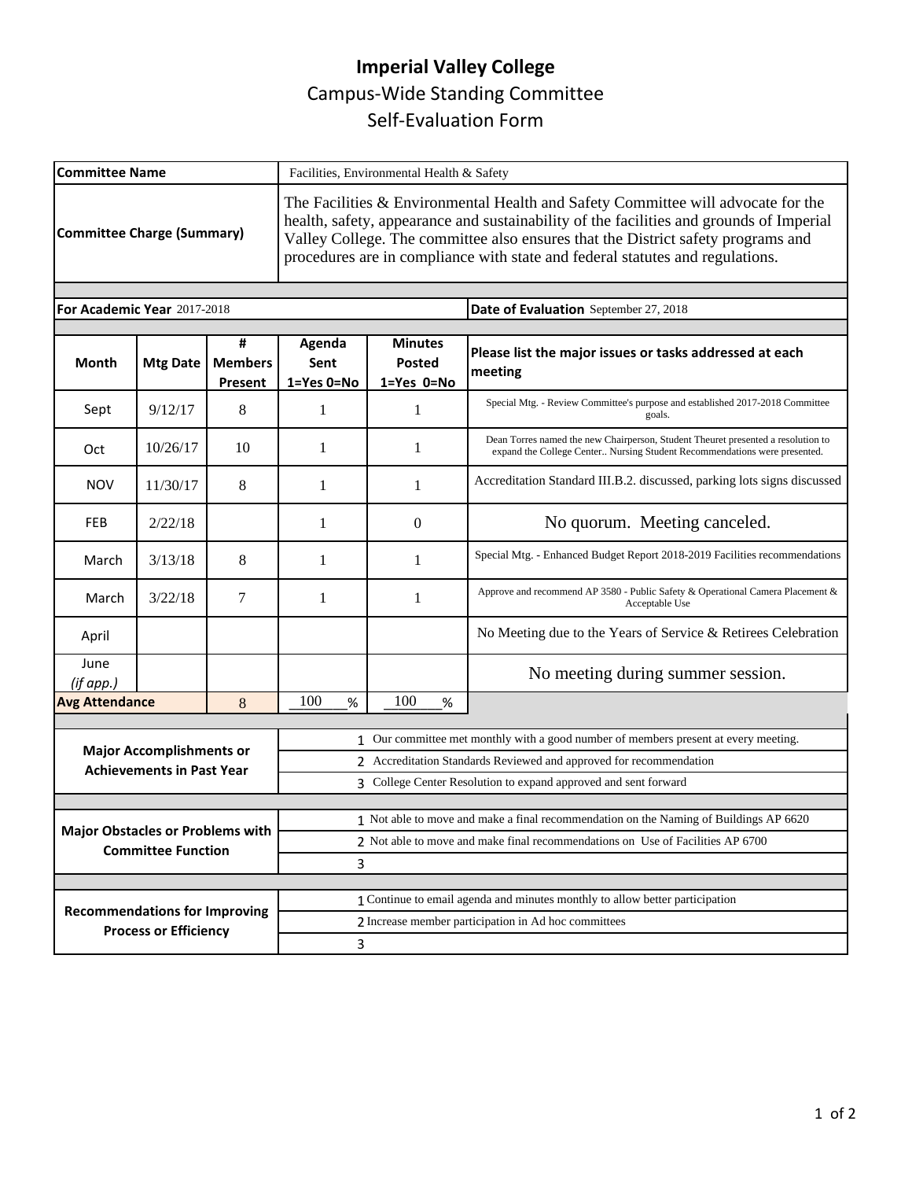# Imperial Valley College

## Campus-Wide Standing Committee

## Self-Evaluation Form

| | |
|---|---|
| **Committee Name** | Facilities, Environmental Health & Safety |
| **Committee Charge (Summary)** | The Facilities & Environmental Health and Safety Committee will advocate for the health, safety, appearance and sustainability of the facilities and grounds of Imperial Valley College. The committee also ensures that the District safety programs and procedures are in compliance with state and federal statutes and regulations. |

**For Academic Year** 2017-2018 | **Date of Evaluation** September 27, 2018

| Month | Mtg Date | # Members Present | Agenda Sent 1=Yes 0=No | Minutes Posted 1=Yes 0=No | Please list the major issues or tasks addressed at each meeting |
|---|---|---|---|---|---|
| Sept | 9/12/17 | 8 | 1 | 1 | Special Mtg. - Review Committee's purpose and established 2017-2018 Committee goals. |
| Oct | 10/26/17 | 10 | 1 | 1 | Dean Torres named the new Chairperson, Student Theuret presented a resolution to expand the College Center.. Nursing Student Recommendations were presented. |
| NOV | 11/30/17 | 8 | 1 | 1 | Accreditation Standard III.B.2. discussed, parking lots signs discussed |
| FEB | 2/22/18 | | 1 | 0 | No quorum. Meeting canceled. |
| March | 3/13/18 | 8 | 1 | 1 | Special Mtg. - Enhanced Budget Report 2018-2019 Facilities recommendations |
| March | 3/22/18 | 7 | 1 | 1 | Approve and recommend AP 3580 - Public Safety & Operational Camera Placement & Acceptable Use |
| April | | | | | No Meeting due to the Years of Service & Retirees Celebration |
| June *(if app.)* | | | | | No meeting during summer session. |
| **Avg Attendance** | | 8 | 100 % | 100 % | |

| | |
|---|---|
| **Major Accomplishments or Achievements in Past Year** | 1 Our committee met monthly with a good number of members present at every meeting. |
| | 2 Accreditation Standards Reviewed and approved for recommendation |
| | 3 College Center Resolution to expand approved and sent forward |
| **Major Obstacles or Problems with Committee Function** | 1 Not able to move and make a final recommendation on the Naming of Buildings AP 6620 |
| | 2 Not able to move and make final recommendations on Use of Facilities AP 6700 |
| | 3 |
| **Recommendations for Improving Process or Efficiency** | 1 Continue to email agenda and minutes monthly to allow better participation |
| | 2 Increase member participation in Ad hoc committees |
| | 3 |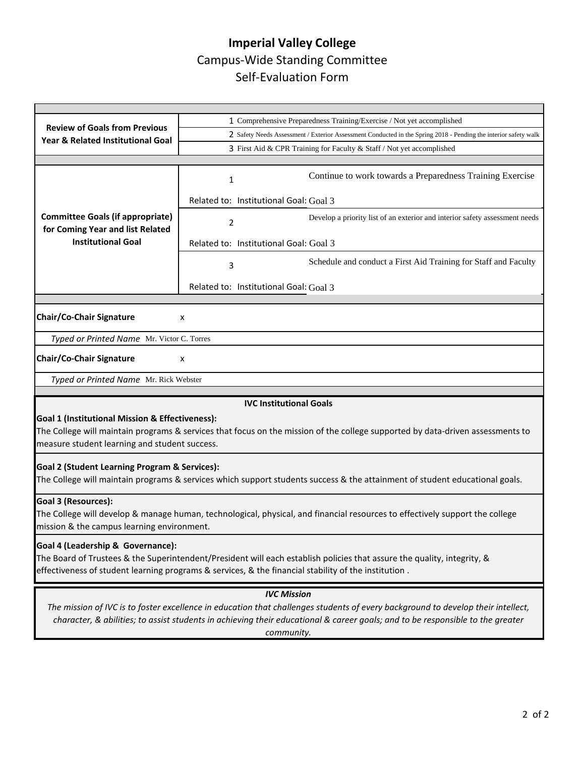# Imperial Valley College

## Campus-Wide Standing Committee

## Self-Evaluation Form

| | | |
|---|---|---|
| **Review of Goals from Previous Year & Related Institutional Goal** | 1 Comprehensive Preparedness Training/Exercise / Not yet accomplished | |
| | 2 Safety Needs Assessment / Exterior Assessment Conducted in the Spring 2018 - Pending the interior safety walk | |
| | 3 First Aid & CPR Training for Faculty & Staff / Not yet accomplished | |
| **Committee Goals (if appropriate) for Coming Year and list Related Institutional Goal** | 1 | Continue to work towards a Preparedness Training Exercise |
| | Related to: Institutional Goal: Goal 3 | |
| | 2 | Develop a priority list of an exterior and interior safety assessment needs |
| | Related to: Institutional Goal: Goal 3 | |
| | 3 | Schedule and conduct a First Aid Training for Staff and Faculty |
| | Related to: Institutional Goal: Goal 3 | |

**Chair/Co-Chair Signature** x

*Typed or Printed Name* Mr. Victor C. Torres

**Chair/Co-Chair Signature** x

*Typed or Printed Name* Mr. Rick Webster

### IVC Institutional Goals

**Goal 1 (Institutional Mission & Effectiveness):**
The College will maintain programs & services that focus on the mission of the college supported by data-driven assessments to measure student learning and student success.

**Goal 2 (Student Learning Program & Services):**
The College will maintain programs & services which support students success & the attainment of student educational goals.

**Goal 3 (Resources):**
The College will develop & manage human, technological, physical, and financial resources to effectively support the college mission & the campus learning environment.

**Goal 4 (Leadership & Governance):**
The Board of Trustees & the Superintendent/President will each establish policies that assure the quality, integrity, & effectiveness of student learning programs & services, & the financial stability of the institution .

### *IVC Mission*

*The mission of IVC is to foster excellence in education that challenges students of every background to develop their intellect, character, & abilities; to assist students in achieving their educational & career goals; and to be responsible to the greater community.*